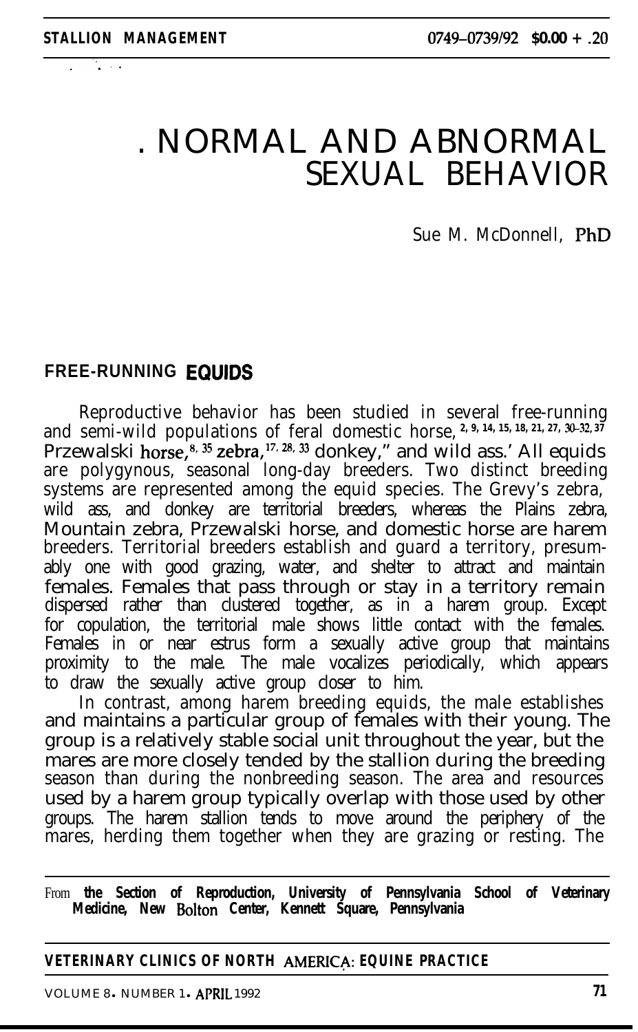# NORMAL AND ABNORMAL SEXUAL BEHAVIOR

Sue M. McDonnell, PhD

## FREE-RUNNING EQUIDS

Reproductive behavior has been studied in several free-running and semi-wild populations of feral domestic horse,[2, 9, 14, 15, 18, 21, 27, 30–32, 37] Przewalski horse,[8, 35] zebra,[17, 28, 33] donkey,[4] and wild ass.[1] All equids are polygynous, seasonal long-day breeders. Two distinct breeding systems are represented among the equid species. The Grevy's zebra, wild ass, and donkey are territorial breeders, whereas the Plains zebra, Mountain zebra, Przewalski horse, and domestic horse are harem breeders. Territorial breeders establish and guard a territory, presumably one with good grazing, water, and shelter to attract and maintain females. Females that pass through or stay in a territory remain dispersed rather than clustered together, as in a harem group. Except for copulation, the territorial male shows little contact with the females. Females in or near estrus form a sexually active group that maintains proximity to the male. The male vocalizes periodically, which appears to draw the sexually active group closer to him.

In contrast, among harem breeding equids, the male establishes and maintains a particular group of females with their young. The group is a relatively stable social unit throughout the year, but the mares are more closely tended by the stallion during the breeding season than during the nonbreeding season. The area and resources used by a harem group typically overlap with those used by other groups. The harem stallion tends to move around the periphery of the mares, herding them together when they are grazing or resting. The

From the Section of Reproduction, University of Pennsylvania School of Veterinary Medicine, New Bolton Center, Kennett Square, Pennsylvania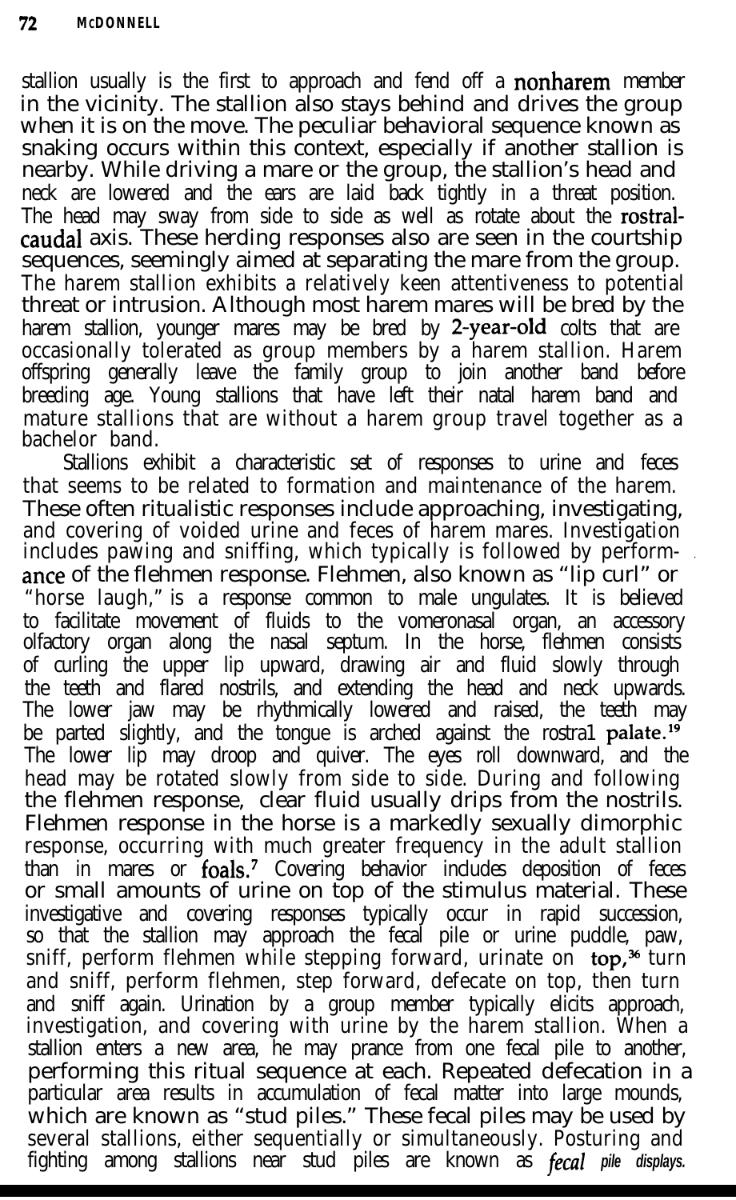stallion usually is the first to approach and fend off a nonharem member in the vicinity. The stallion also stays behind and drives the group when it is on the move. The peculiar behavioral sequence known as snaking occurs within this context, especially if another stallion is nearby. While driving a mare or the group, the stallion's head and neck are lowered and the ears are laid back tightly in a threat position. The head may sway from side to side as well as rotate about the rostral-caudal axis. These herding responses also are seen in the courtship sequences, seemingly aimed at separating the mare from the group. The harem stallion exhibits a relatively keen attentiveness to potential threat or intrusion. Although most harem mares will be bred by the harem stallion, younger mares may be bred by 2-year-old colts that are occasionally tolerated as group members by a harem stallion. Harem offspring generally leave the family group to join another band before breeding age. Young stallions that have left their natal harem band and mature stallions that are without a harem group travel together as a bachelor band.

Stallions exhibit a characteristic set of responses to urine and feces that seems to be related to formation and maintenance of the harem. These often ritualistic responses include approaching, investigating, and covering of voided urine and feces of harem mares. Investigation includes pawing and sniffing, which typically is followed by performance of the flehmen response. Flehmen, also known as "lip curl" or "horse laugh," is a response common to male ungulates. It is believed to facilitate movement of fluids to the vomeronasal organ, an accessory olfactory organ along the nasal septum. In the horse, flehmen consists of curling the upper lip upward, drawing air and fluid slowly through the teeth and flared nostrils, and extending the head and neck upwards. The lower jaw may be rhythmically lowered and raised, the teeth may be parted slightly, and the tongue is arched against the rostral palate.[19] The lower lip may droop and quiver. The eyes roll downward, and the head may be rotated slowly from side to side. During and following the flehmen response, clear fluid usually drips from the nostrils. Flehmen response in the horse is a markedly sexually dimorphic response, occurring with much greater frequency in the adult stallion than in mares or foals.[7] Covering behavior includes deposition of feces or small amounts of urine on top of the stimulus material. These investigative and covering responses typically occur in rapid succession, so that the stallion may approach the fecal pile or urine puddle, paw, sniff, perform flehmen while stepping forward, urinate on top,[36] turn and sniff, perform flehmen, step forward, defecate on top, then turn and sniff again. Urination by a group member typically elicits approach, investigation, and covering with urine by the harem stallion. When a stallion enters a new area, he may prance from one fecal pile to another, performing this ritual sequence at each. Repeated defecation in a particular area results in accumulation of fecal matter into large mounds, which are known as "stud piles." These fecal piles may be used by several stallions, either sequentially or simultaneously. Posturing and fighting among stallions near stud piles are known as *fecal pile displays.*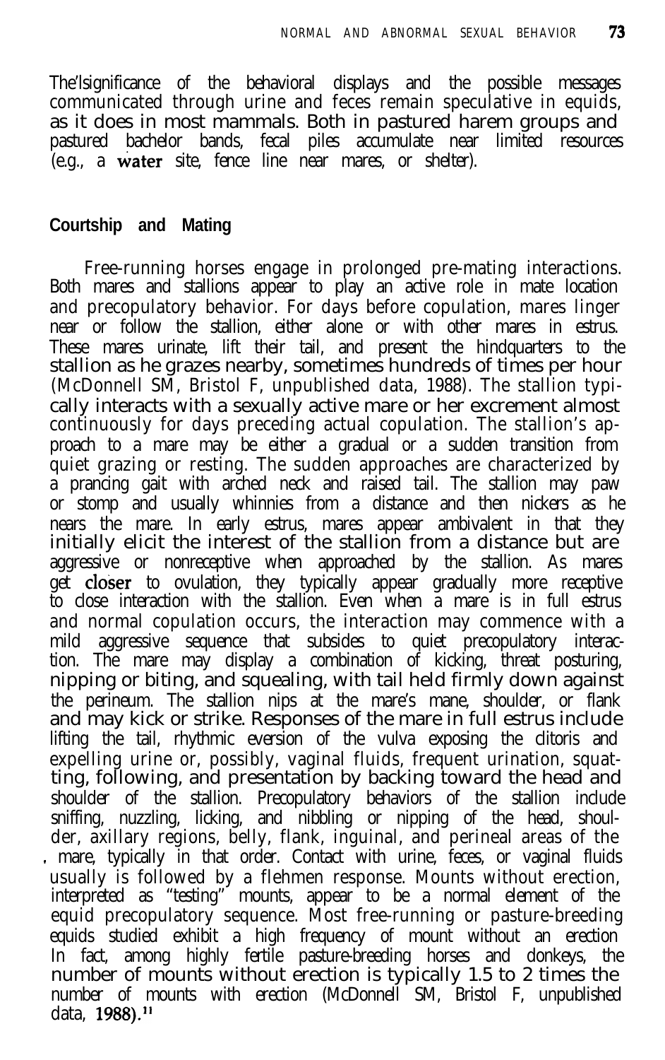The significance of the behavioral displays and the possible messages communicated through urine and feces remain speculative in equids, as it does in most mammals. Both in pastured harem groups and pastured bachelor bands, fecal piles accumulate near limited resources (e.g., a water site, fence line near mares, or shelter).

## Courtship and Mating

Free-running horses engage in prolonged pre-mating interactions. Both mares and stallions appear to play an active role in mate location and precopulatory behavior. For days before copulation, mares linger near or follow the stallion, either alone or with other mares in estrus. These mares urinate, lift their tail, and present the hindquarters to the stallion as he grazes nearby, sometimes hundreds of times per hour (McDonnell SM, Bristol F, unpublished data, 1988). The stallion typically interacts with a sexually active mare or her excrement almost continuously for days preceding actual copulation. The stallion's approach to a mare may be either a gradual or a sudden transition from quiet grazing or resting. The sudden approaches are characterized by a prancing gait with arched neck and raised tail. The stallion may paw or stomp and usually whinnies from a distance and then nickers as he nears the mare. In early estrus, mares appear ambivalent in that they initially elicit the interest of the stallion from a distance but are aggressive or nonreceptive when approached by the stallion. As mares get closer to ovulation, they typically appear gradually more receptive to close interaction with the stallion. Even when a mare is in full estrus and normal copulation occurs, the interaction may commence with a mild aggressive sequence that subsides to quiet precopulatory interaction. The mare may display a combination of kicking, threat posturing, nipping or biting, and squealing, with tail held firmly down against the perineum. The stallion nips at the mare's mane, shoulder, or flank and may kick or strike. Responses of the mare in full estrus include lifting the tail, rhythmic eversion of the vulva exposing the clitoris and expelling urine or, possibly, vaginal fluids, frequent urination, squatting, following, and presentation by backing toward the head and shoulder of the stallion. Precopulatory behaviors of the stallion include sniffing, nuzzling, licking, and nibbling or nipping of the head, shoulder, axillary regions, belly, flank, inguinal, and perineal areas of the mare, typically in that order. Contact with urine, feces, or vaginal fluids usually is followed by a flehmen response. Mounts without erection, interpreted as "testing" mounts, appear to be a normal element of the equid precopulatory sequence. Most free-running or pasture-breeding equids studied exhibit a high frequency of mount without an erection In fact, among highly fertile pasture-breeding horses and donkeys, the number of mounts without erection is typically 1.5 to 2 times the number of mounts with erection (McDonnell SM, Bristol F, unpublished data, 1988).[11]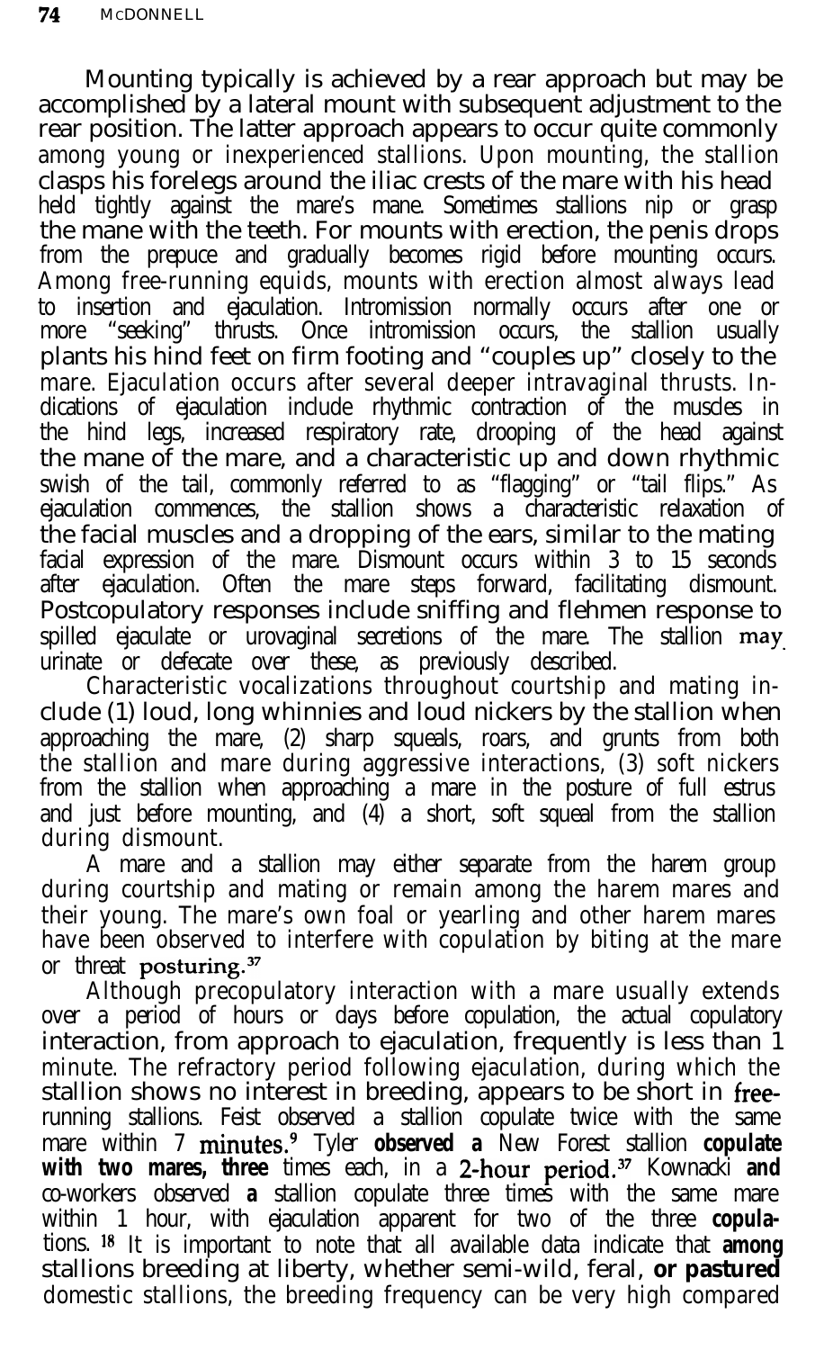Mounting typically is achieved by a rear approach but may be accomplished by a lateral mount with subsequent adjustment to the rear position. The latter approach appears to occur quite commonly among young or inexperienced stallions. Upon mounting, the stallion clasps his forelegs around the iliac crests of the mare with his head held tightly against the mare's mane. Sometimes stallions nip or grasp the mane with the teeth. For mounts with erection, the penis drops from the prepuce and gradually becomes rigid before mounting occurs. Among free-running equids, mounts with erection almost always lead to insertion and ejaculation. Intromission normally occurs after one or more "seeking" thrusts. Once intromission occurs, the stallion usually plants his hind feet on firm footing and "couples up" closely to the mare. Ejaculation occurs after several deeper intravaginal thrusts. Indications of ejaculation include rhythmic contraction of the muscles in the hind legs, increased respiratory rate, drooping of the head against the mane of the mare, and a characteristic up and down rhythmic swish of the tail, commonly referred to as "flagging" or "tail flips." As ejaculation commences, the stallion shows a characteristic relaxation of the facial muscles and a dropping of the ears, similar to the mating facial expression of the mare. Dismount occurs within 3 to 15 seconds after ejaculation. Often the mare steps forward, facilitating dismount. Postcopulatory responses include sniffing and flehmen response to spilled ejaculate or urovaginal secretions of the mare. The stallion may urinate or defecate over these, as previously described.

Characteristic vocalizations throughout courtship and mating include (1) loud, long whinnies and loud nickers by the stallion when approaching the mare, (2) sharp squeals, roars, and grunts from both the stallion and mare during aggressive interactions, (3) soft nickers from the stallion when approaching a mare in the posture of full estrus and just before mounting, and (4) a short, soft squeal from the stallion during dismount.

A mare and a stallion may either separate from the harem group during courtship and mating or remain among the harem mares and their young. The mare's own foal or yearling and other harem mares have been observed to interfere with copulation by biting at the mare or threat posturing.[37]

Although precopulatory interaction with a mare usually extends over a period of hours or days before copulation, the actual copulatory interaction, from approach to ejaculation, frequently is less than 1 minute. The refractory period following ejaculation, during which the stallion shows no interest in breeding, appears to be short in free-running stallions. Feist observed a stallion copulate twice with the same mare within 7 minutes.[9] Tyler observed a New Forest stallion copulate with two mares, three times each, in a 2-hour period.[37] Kownacki and co-workers observed a stallion copulate three times with the same mare within 1 hour, with ejaculation apparent for two of the three copulations.[18] It is important to note that all available data indicate that among stallions breeding at liberty, whether semi-wild, feral, or pastured domestic stallions, the breeding frequency can be very high compared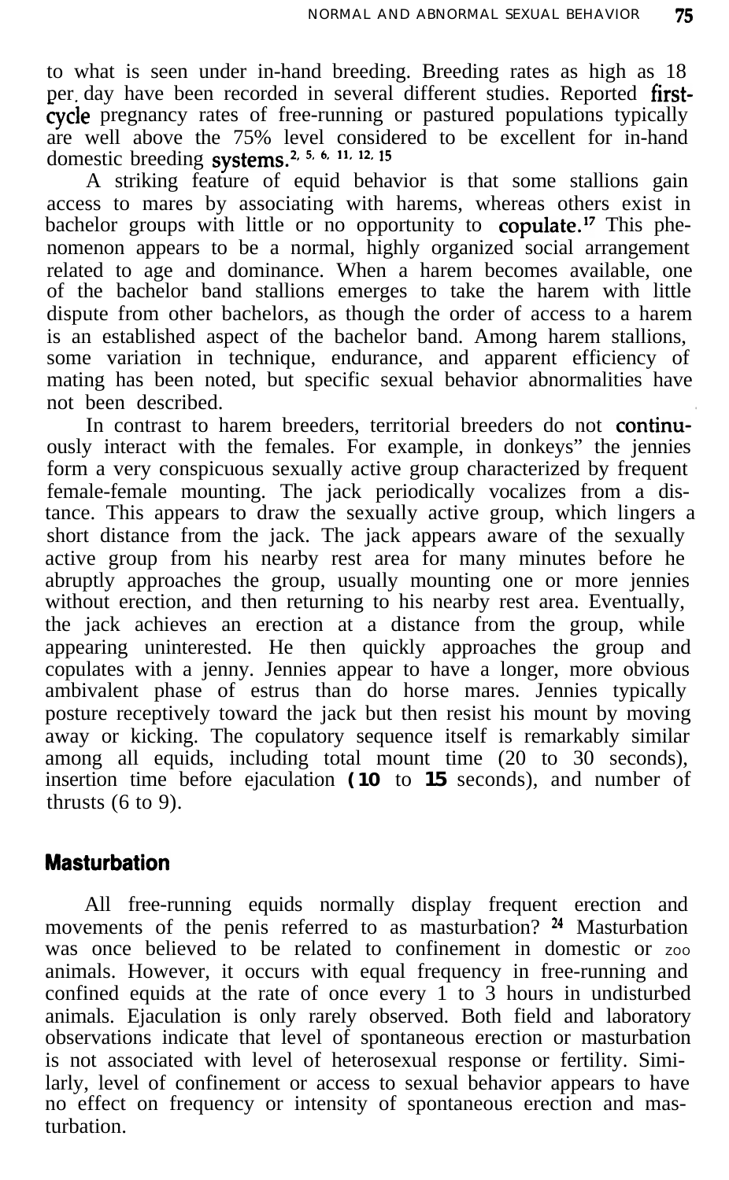to what is seen under in-hand breeding. Breeding rates as high as 18 per day have been recorded in several different studies. Reported first-cycle pregnancy rates of free-running or pastured populations typically are well above the 75% level considered to be excellent for in-hand domestic breeding systems.[2, 5, 6, 11, 12, 15]

A striking feature of equid behavior is that some stallions gain access to mares by associating with harems, whereas others exist in bachelor groups with little or no opportunity to copulate.[17] This phenomenon appears to be a normal, highly organized social arrangement related to age and dominance. When a harem becomes available, one of the bachelor band stallions emerges to take the harem with little dispute from other bachelors, as though the order of access to a harem is an established aspect of the bachelor band. Among harem stallions, some variation in technique, endurance, and apparent efficiency of mating has been noted, but specific sexual behavior abnormalities have not been described.

In contrast to harem breeders, territorial breeders do not continuously interact with the females. For example, in donkeys" the jennies form a very conspicuous sexually active group characterized by frequent female-female mounting. The jack periodically vocalizes from a distance. This appears to draw the sexually active group, which lingers a short distance from the jack. The jack appears aware of the sexually active group from his nearby rest area for many minutes before he abruptly approaches the group, usually mounting one or more jennies without erection, and then returning to his nearby rest area. Eventually, the jack achieves an erection at a distance from the group, while appearing uninterested. He then quickly approaches the group and copulates with a jenny. Jennies appear to have a longer, more obvious ambivalent phase of estrus than do horse mares. Jennies typically posture receptively toward the jack but then resist his mount by moving away or kicking. The copulatory sequence itself is remarkably similar among all equids, including total mount time (20 to 30 seconds), insertion time before ejaculation (10 to 15 seconds), and number of thrusts (6 to 9).

## Masturbation

All free-running equids normally display frequent erection and movements of the penis referred to as masturbation?[24] Masturbation was once believed to be related to confinement in domestic or zoo animals. However, it occurs with equal frequency in free-running and confined equids at the rate of once every 1 to 3 hours in undisturbed animals. Ejaculation is only rarely observed. Both field and laboratory observations indicate that level of spontaneous erection or masturbation is not associated with level of heterosexual response or fertility. Similarly, level of confinement or access to sexual behavior appears to have no effect on frequency or intensity of spontaneous erection and masturbation.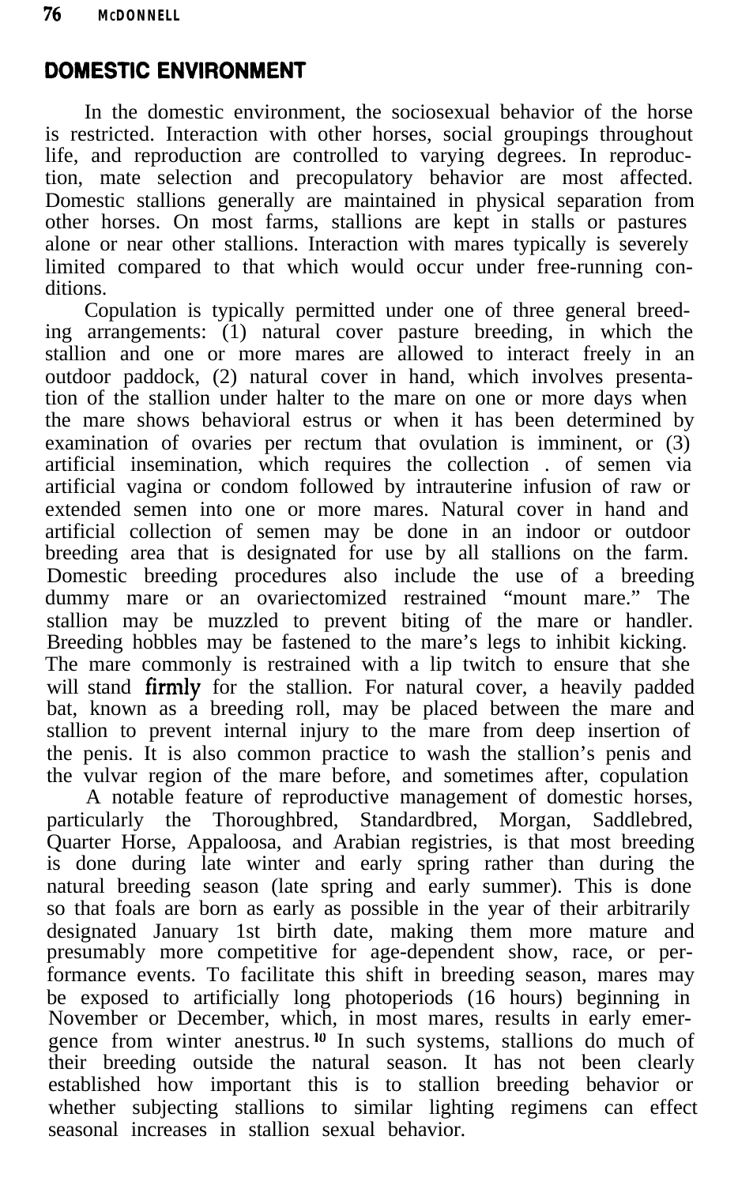## DOMESTIC ENVIRONMENT

In the domestic environment, the sociosexual behavior of the horse is restricted. Interaction with other horses, social groupings throughout life, and reproduction are controlled to varying degrees. In reproduction, mate selection and precopulatory behavior are most affected. Domestic stallions generally are maintained in physical separation from other horses. On most farms, stallions are kept in stalls or pastures alone or near other stallions. Interaction with mares typically is severely limited compared to that which would occur under free-running conditions.

Copulation is typically permitted under one of three general breeding arrangements: (1) natural cover pasture breeding, in which the stallion and one or more mares are allowed to interact freely in an outdoor paddock, (2) natural cover in hand, which involves presentation of the stallion under halter to the mare on one or more days when the mare shows behavioral estrus or when it has been determined by examination of ovaries per rectum that ovulation is imminent, or (3) artificial insemination, which requires the collection . of semen via artificial vagina or condom followed by intrauterine infusion of raw or extended semen into one or more mares. Natural cover in hand and artificial collection of semen may be done in an indoor or outdoor breeding area that is designated for use by all stallions on the farm. Domestic breeding procedures also include the use of a breeding dummy mare or an ovariectomized restrained "mount mare." The stallion may be muzzled to prevent biting of the mare or handler. Breeding hobbles may be fastened to the mare's legs to inhibit kicking. The mare commonly is restrained with a lip twitch to ensure that she will stand firmly for the stallion. For natural cover, a heavily padded bat, known as a breeding roll, may be placed between the mare and stallion to prevent internal injury to the mare from deep insertion of the penis. It is also common practice to wash the stallion's penis and the vulvar region of the mare before, and sometimes after, copulation

A notable feature of reproductive management of domestic horses, particularly the Thoroughbred, Standardbred, Morgan, Saddlebred, Quarter Horse, Appaloosa, and Arabian registries, is that most breeding is done during late winter and early spring rather than during the natural breeding season (late spring and early summer). This is done so that foals are born as early as possible in the year of their arbitrarily designated January 1st birth date, making them more mature and presumably more competitive for age-dependent show, race, or performance events. To facilitate this shift in breeding season, mares may be exposed to artificially long photoperiods (16 hours) beginning in November or December, which, in most mares, results in early emergence from winter anestrus.[10] In such systems, stallions do much of their breeding outside the natural season. It has not been clearly established how important this is to stallion breeding behavior or whether subjecting stallions to similar lighting regimens can effect seasonal increases in stallion sexual behavior.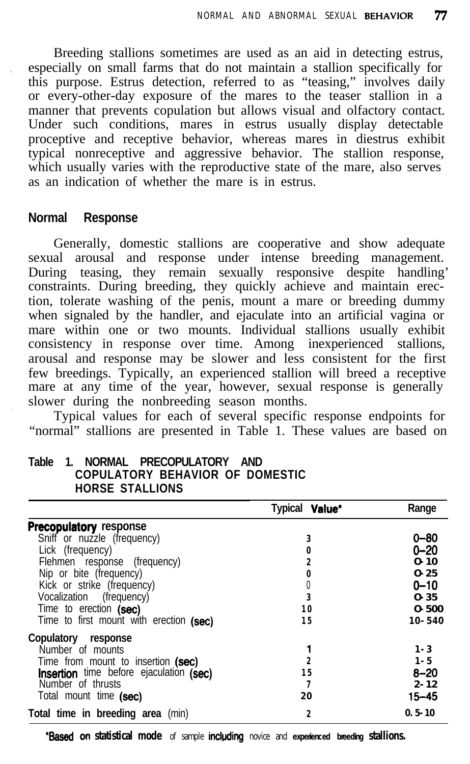Breeding stallions sometimes are used as an aid in detecting estrus, especially on small farms that do not maintain a stallion specifically for this purpose. Estrus detection, referred to as "teasing," involves daily or every-other-day exposure of the mares to the teaser stallion in a manner that prevents copulation but allows visual and olfactory contact. Under such conditions, mares in estrus usually display detectable proceptive and receptive behavior, whereas mares in diestrus exhibit typical nonreceptive and aggressive behavior. The stallion response, which usually varies with the reproductive state of the mare, also serves as an indication of whether the mare is in estrus.

## Normal Response

Generally, domestic stallions are cooperative and show adequate sexual arousal and response under intense breeding management. During teasing, they remain sexually responsive despite handling' constraints. During breeding, they quickly achieve and maintain erection, tolerate washing of the penis, mount a mare or breeding dummy when signaled by the handler, and ejaculate into an artificial vagina or mare within one or two mounts. Individual stallions usually exhibit consistency in response over time. Among inexperienced stallions, arousal and response may be slower and less consistent for the first few breedings. Typically, an experienced stallion will breed a receptive mare at any time of the year, however, sexual response is generally slower during the nonbreeding season months.

Typical values for each of several specific response endpoints for "normal" stallions are presented in Table 1. These values are based on

**Table 1. NORMAL PRECOPULATORY AND COPULATORY BEHAVIOR OF DOMESTIC HORSE STALLIONS**

| | Typical Value* | Range |
|---|---|---|
| **Precopulatory response** | | |
| Sniff or nuzzle (frequency) | 3 | 0–80 |
| Lick (frequency) | 0 | 0–20 |
| Flehmen response (frequency) | 2 | 0-10 |
| Nip or bite (frequency) | 0 | 0-25 |
| Kick or strike (frequency) | 0 | 0–10 |
| Vocalization (frequency) | 3 | 0-35 |
| Time to erection (sec) | 10 | 0-500 |
| Time to first mount with erection (sec) | 15 | 10-540 |
| **Copulatory response** | | |
| Number of mounts | 1 | 1-3 |
| Time from mount to insertion (sec) | 2 | 1-5 |
| Insertion time before ejaculation (sec) | 15 | 8–20 |
| Number of thrusts | 7 | 2-12 |
| Total mount time (sec) | 20 | 15–45 |
| **Total time in breeding area** (min) | 2 | 0.5-10 |

*Based on statistical mode of sample including novice and experienced breeding stallions.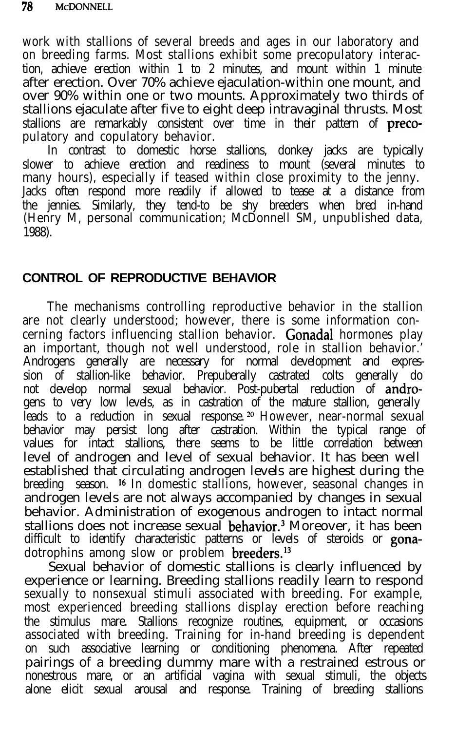work with stallions of several breeds and ages in our laboratory and on breeding farms. Most stallions exhibit some precopulatory interaction, achieve erection within 1 to 2 minutes, and mount within 1 minute after erection. Over 70% achieve ejaculation-within one mount, and over 90% within one or two mounts. Approximately two thirds of stallions ejaculate after five to eight deep intravaginal thrusts. Most stallions are remarkably consistent over time in their pattern of precopulatory and copulatory behavior.

In contrast to domestic horse stallions, donkey jacks are typically slower to achieve erection and readiness to mount (several minutes to many hours), especially if teased within close proximity to the jenny. Jacks often respond more readily if allowed to tease at a distance from the jennies. Similarly, they tend-to be shy breeders when bred in-hand (Henry M, personal communication; McDonnell SM, unpublished data, 1988).

## CONTROL OF REPRODUCTIVE BEHAVIOR

The mechanisms controlling reproductive behavior in the stallion are not clearly understood; however, there is some information concerning factors influencing stallion behavior. Gonadal hormones play an important, though not well understood, role in stallion behavior.' Androgens generally are necessary for normal development and expression of stallion-like behavior. Prepuberally castrated colts generally do not develop normal sexual behavior. Post-pubertal reduction of androgens to very low levels, as in castration of the mature stallion, generally leads to a reduction in sexual response.[20] However, near-normal sexual behavior may persist long after castration. Within the typical range of values for intact stallions, there seems to be little correlation between level of androgen and level of sexual behavior. It has been well established that circulating androgen levels are highest during the breeding season.[16] In domestic stallions, however, seasonal changes in androgen levels are not always accompanied by changes in sexual behavior. Administration of exogenous androgen to intact normal stallions does not increase sexual behavior.[3] Moreover, it has been difficult to identify characteristic patterns or levels of steroids or gonadotrophins among slow or problem breeders.[13]

Sexual behavior of domestic stallions is clearly influenced by experience or learning. Breeding stallions readily learn to respond sexually to nonsexual stimuli associated with breeding. For example, most experienced breeding stallions display erection before reaching the stimulus mare. Stallions recognize routines, equipment, or occasions associated with breeding. Training for in-hand breeding is dependent on such associative learning or conditioning phenomena. After repeated pairings of a breeding dummy mare with a restrained estrous or nonestrous mare, or an artificial vagina with sexual stimuli, the objects alone elicit sexual arousal and response. Training of breeding stallions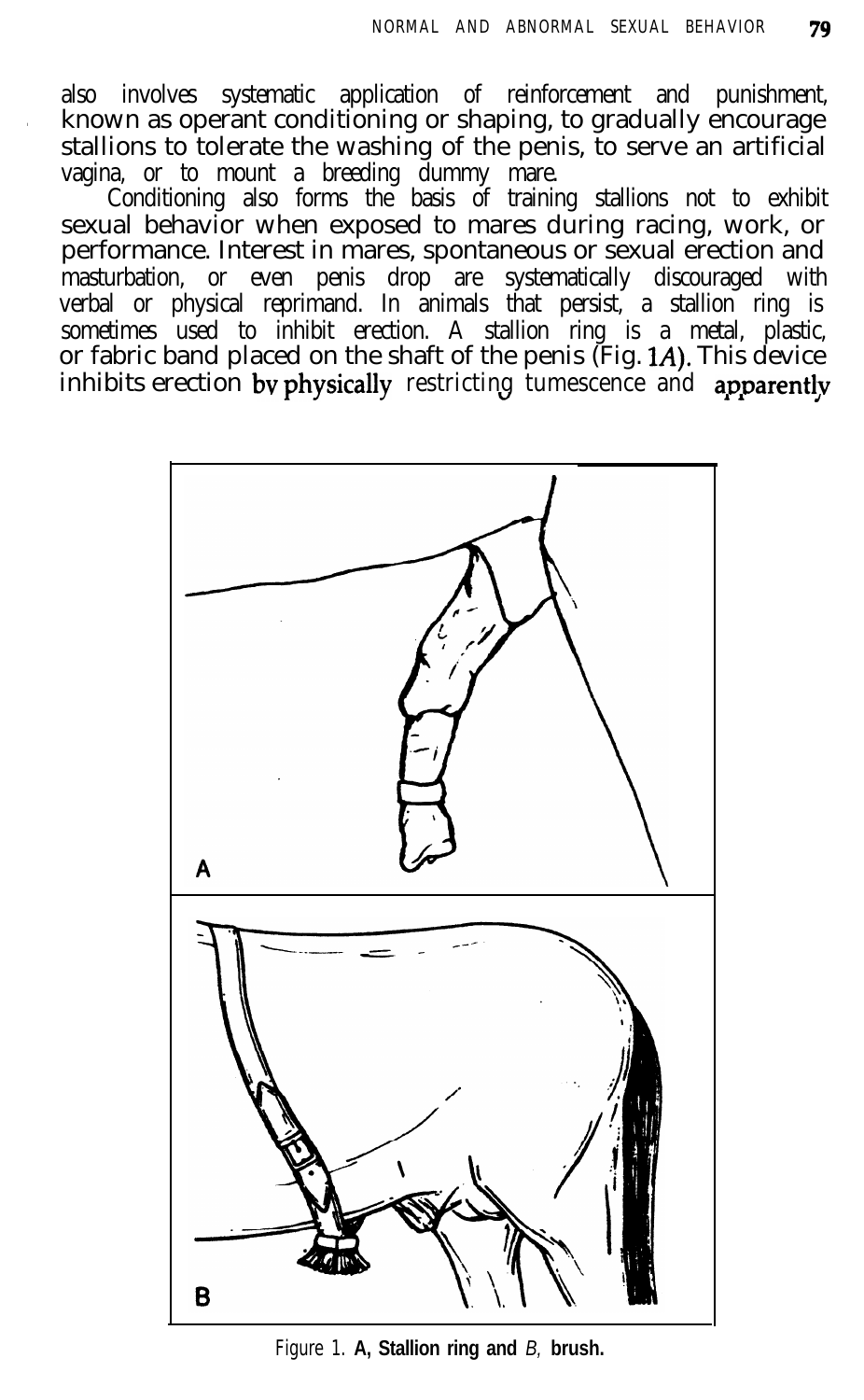also involves systematic application of reinforcement and punishment, known as operant conditioning or shaping, to gradually encourage stallions to tolerate the washing of the penis, to serve an artificial vagina, or to mount a breeding dummy mare.

Conditioning also forms the basis of training stallions not to exhibit sexual behavior when exposed to mares during racing, work, or performance. Interest in mares, spontaneous or sexual erection and masturbation, or even penis drop are systematically discouraged with verbal or physical reprimand. In animals that persist, a stallion ring is sometimes used to inhibit erection. A stallion ring is a metal, plastic, or fabric band placed on the shaft of the penis (Fig. 1*A*). This device inhibits erection by physically restricting tumescence and apparently

Figure 1. **A, Stallion ring and** *B,* **brush.**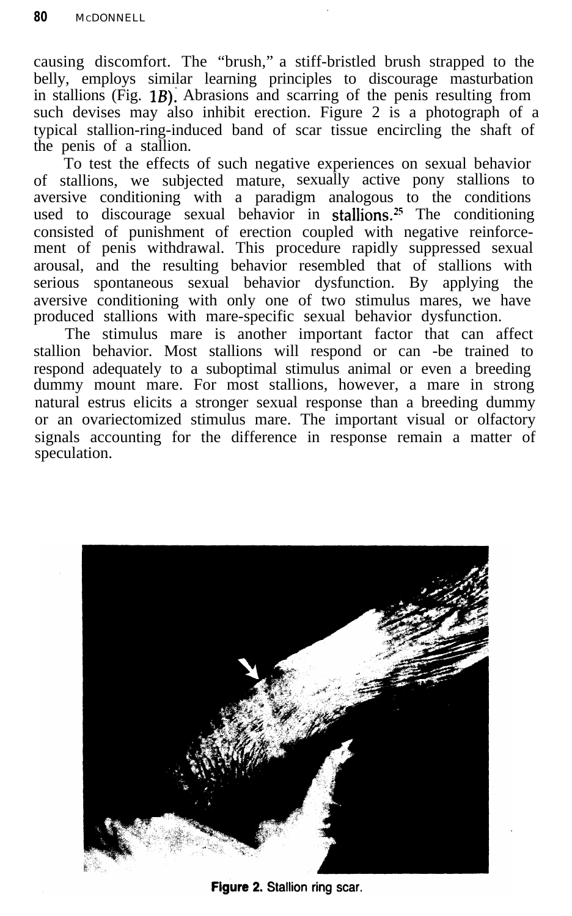causing discomfort. The "brush," a stiff-bristled brush strapped to the belly, employs similar learning principles to discourage masturbation in stallions (Fig. 1B). Abrasions and scarring of the penis resulting from such devises may also inhibit erection. Figure 2 is a photograph of a typical stallion-ring-induced band of scar tissue encircling the shaft of the penis of a stallion.

To test the effects of such negative experiences on sexual behavior of stallions, we subjected mature, sexually active pony stallions to aversive conditioning with a paradigm analogous to the conditions used to discourage sexual behavior in stallions.[25] The conditioning consisted of punishment of erection coupled with negative reinforcement of penis withdrawal. This procedure rapidly suppressed sexual arousal, and the resulting behavior resembled that of stallions with serious spontaneous sexual behavior dysfunction. By applying the aversive conditioning with only one of two stimulus mares, we have produced stallions with mare-specific sexual behavior dysfunction.

The stimulus mare is another important factor that can affect stallion behavior. Most stallions will respond or can -be trained to respond adequately to a suboptimal stimulus animal or even a breeding dummy mount mare. For most stallions, however, a mare in strong natural estrus elicits a stronger sexual response than a breeding dummy or an ovariectomized stimulus mare. The important visual or olfactory signals accounting for the difference in response remain a matter of speculation.

**Figure 2.** Stallion ring scar.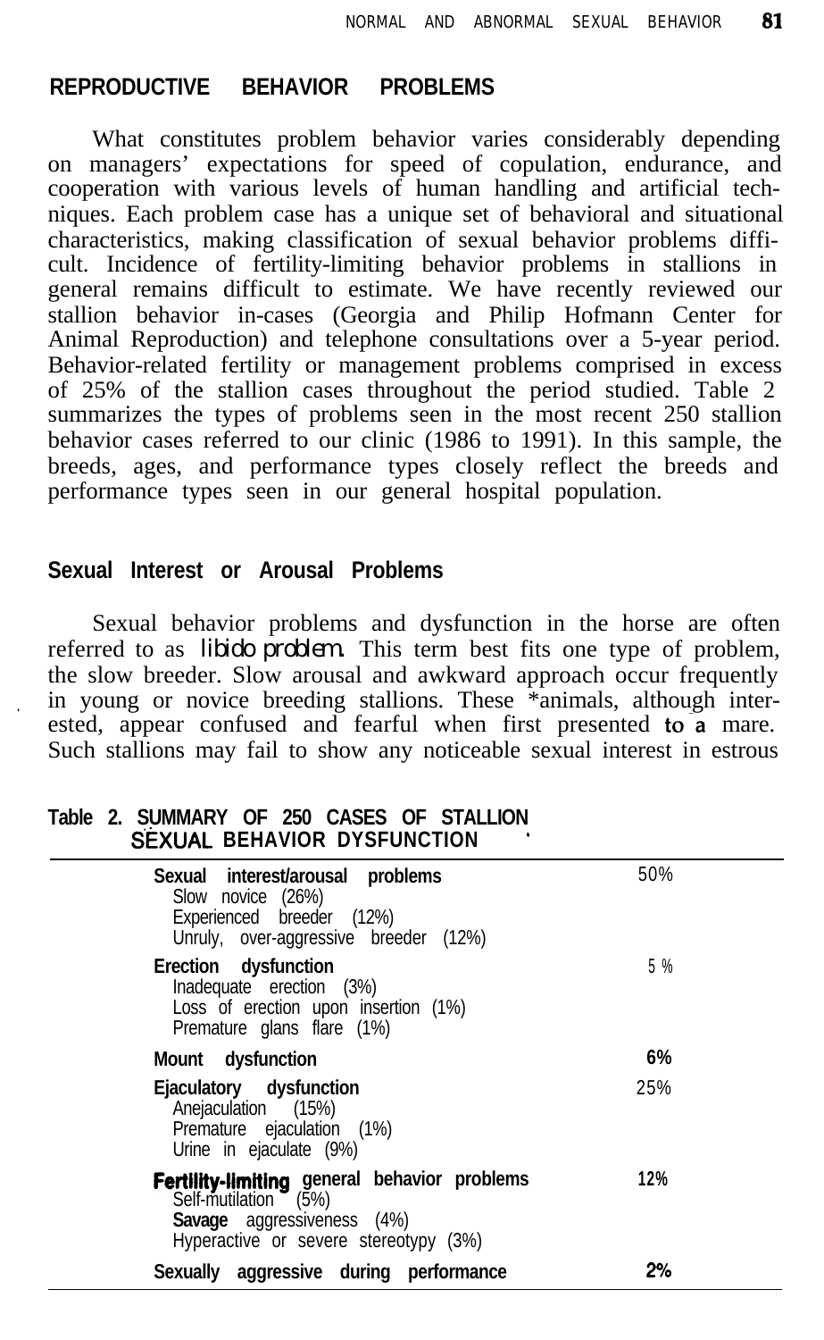## REPRODUCTIVE BEHAVIOR PROBLEMS

What constitutes problem behavior varies considerably depending on managers' expectations for speed of copulation, endurance, and cooperation with various levels of human handling and artificial techniques. Each problem case has a unique set of behavioral and situational characteristics, making classification of sexual behavior problems difficult. Incidence of fertility-limiting behavior problems in stallions in general remains difficult to estimate. We have recently reviewed our stallion behavior in-cases (Georgia and Philip Hofmann Center for Animal Reproduction) and telephone consultations over a 5-year period. Behavior-related fertility or management problems comprised in excess of 25% of the stallion cases throughout the period studied. Table 2 summarizes the types of problems seen in the most recent 250 stallion behavior cases referred to our clinic (1986 to 1991). In this sample, the breeds, ages, and performance types closely reflect the breeds and performance types seen in our general hospital population.

### Sexual Interest or Arousal Problems

Sexual behavior problems and dysfunction in the horse are often referred to as *libido problem.* This term best fits one type of problem, the slow breeder. Slow arousal and awkward approach occur frequently in young or novice breeding stallions. These *animals, although interested, appear confused and fearful when first presented to a mare. Such stallions may fail to show any noticeable sexual interest in estrous

**Table 2. SUMMARY OF 250 CASES OF STALLION SEXUAL BEHAVIOR DYSFUNCTION**

| | |
|---|---|
| **Sexual interest/arousal problems** | 50% |
| Slow novice (26%) | |
| Experienced breeder (12%) | |
| Unruly, over-aggressive breeder (12%) | |
| **Erection dysfunction** | 5% |
| Inadequate erection (3%) | |
| Loss of erection upon insertion (1%) | |
| Premature glans flare (1%) | |
| **Mount dysfunction** | 6% |
| **Ejaculatory dysfunction** | 25% |
| Anejaculation (15%) | |
| Premature ejaculation (1%) | |
| Urine in ejaculate (9%) | |
| **Fertility-limiting general behavior problems** | 12% |
| Self-mutilation (5%) | |
| Savage aggressiveness (4%) | |
| Hyperactive or severe stereotypy (3%) | |
| **Sexually aggressive during performance** | 2% |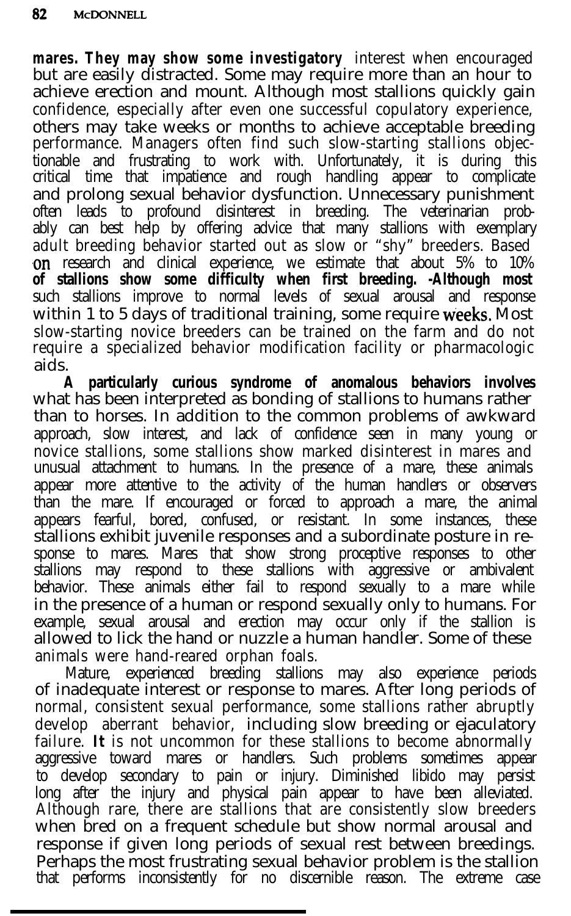mares. They may show some investigatory interest when encouraged but are easily distracted. Some may require more than an hour to achieve erection and mount. Although most stallions quickly gain confidence, especially after even one successful copulatory experience, others may take weeks or months to achieve acceptable breeding performance. Managers often find such slow-starting stallions objectionable and frustrating to work with. Unfortunately, it is during this critical time that impatience and rough handling appear to complicate and prolong sexual behavior dysfunction. Unnecessary punishment often leads to profound disinterest in breeding. The veterinarian probably can best help by offering advice that many stallions with exemplary adult breeding behavior started out as slow or "shy" breeders. Based on research and clinical experience, we estimate that about 5% to 10% of stallions show some difficulty when first breeding. Although most such stallions improve to normal levels of sexual arousal and response within 1 to 5 days of traditional training, some require weeks. Most slow-starting novice breeders can be trained on the farm and do not require a specialized behavior modification facility or pharmacologic aids.

A particularly curious syndrome of anomalous behaviors involves what has been interpreted as bonding of stallions to humans rather than to horses. In addition to the common problems of awkward approach, slow interest, and lack of confidence seen in many young or novice stallions, some stallions show marked disinterest in mares and unusual attachment to humans. In the presence of a mare, these animals appear more attentive to the activity of the human handlers or observers than the mare. If encouraged or forced to approach a mare, the animal appears fearful, bored, confused, or resistant. In some instances, these stallions exhibit juvenile responses and a subordinate posture in response to mares. Mares that show strong proceptive responses to other stallions may respond to these stallions with aggressive or ambivalent behavior. These animals either fail to respond sexually to a mare while in the presence of a human or respond sexually only to humans. For example, sexual arousal and erection may occur only if the stallion is allowed to lick the hand or nuzzle a human handler. Some of these animals were hand-reared orphan foals.

Mature, experienced breeding stallions may also experience periods of inadequate interest or response to mares. After long periods of normal, consistent sexual performance, some stallions rather abruptly develop aberrant behavior, including slow breeding or ejaculatory failure. It is not uncommon for these stallions to become abnormally aggressive toward mares or handlers. Such problems sometimes appear to develop secondary to pain or injury. Diminished libido may persist long after the injury and physical pain appear to have been alleviated. Although rare, there are stallions that are consistently slow breeders when bred on a frequent schedule but show normal arousal and response if given long periods of sexual rest between breedings. Perhaps the most frustrating sexual behavior problem is the stallion that performs inconsistently for no discernible reason. The extreme case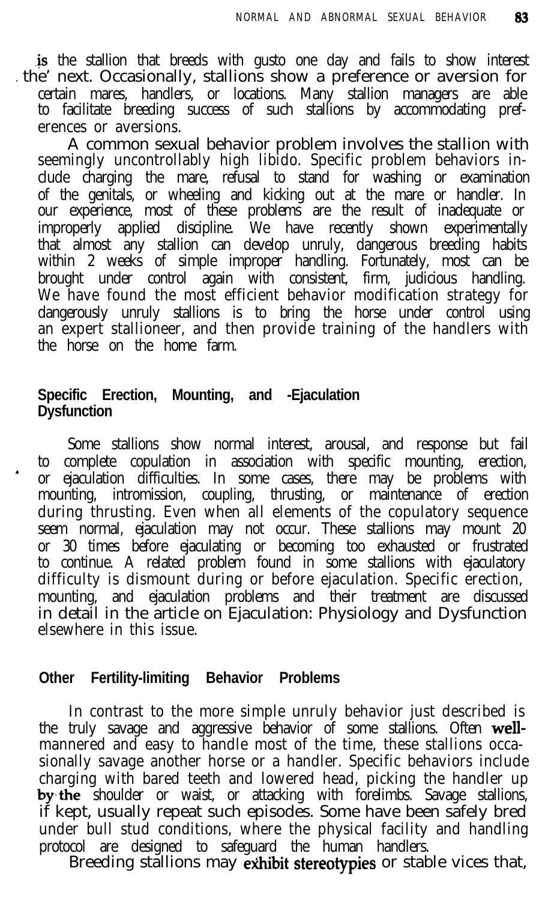is the stallion that breeds with gusto one day and fails to show interest the next. Occasionally, stallions show a preference or aversion for certain mares, handlers, or locations. Many stallion managers are able to facilitate breeding success of such stallions by accommodating preferences or aversions.

A common sexual behavior problem involves the stallion with seemingly uncontrollably high libido. Specific problem behaviors include charging the mare, refusal to stand for washing or examination of the genitals, or wheeling and kicking out at the mare or handler. In our experience, most of these problems are the result of inadequate or improperly applied discipline. We have recently shown experimentally that almost any stallion can develop unruly, dangerous breeding habits within 2 weeks of simple improper handling. Fortunately, most can be brought under control again with consistent, firm, judicious handling. We have found the most efficient behavior modification strategy for dangerously unruly stallions is to bring the horse under control using an expert stallioneer, and then provide training of the handlers with the horse on the home farm.

### Specific Erection, Mounting, and Ejaculation Dysfunction

Some stallions show normal interest, arousal, and response but fail to complete copulation in association with specific mounting, erection, or ejaculation difficulties. In some cases, there may be problems with mounting, intromission, coupling, thrusting, or maintenance of erection during thrusting. Even when all elements of the copulatory sequence seem normal, ejaculation may not occur. These stallions may mount 20 or 30 times before ejaculating or becoming too exhausted or frustrated to continue. A related problem found in some stallions with ejaculatory difficulty is dismount during or before ejaculation. Specific erection, mounting, and ejaculation problems and their treatment are discussed in detail in the article on Ejaculation: Physiology and Dysfunction elsewhere in this issue.

### Other Fertility-limiting Behavior Problems

In contrast to the more simple unruly behavior just described is the truly savage and aggressive behavior of some stallions. Often well-mannered and easy to handle most of the time, these stallions occasionally savage another horse or a handler. Specific behaviors include charging with bared teeth and lowered head, picking the handler up by the shoulder or waist, or attacking with forelimbs. Savage stallions, if kept, usually repeat such episodes. Some have been safely bred under bull stud conditions, where the physical facility and handling protocol are designed to safeguard the human handlers.

Breeding stallions may exhibit stereotypies or stable vices that,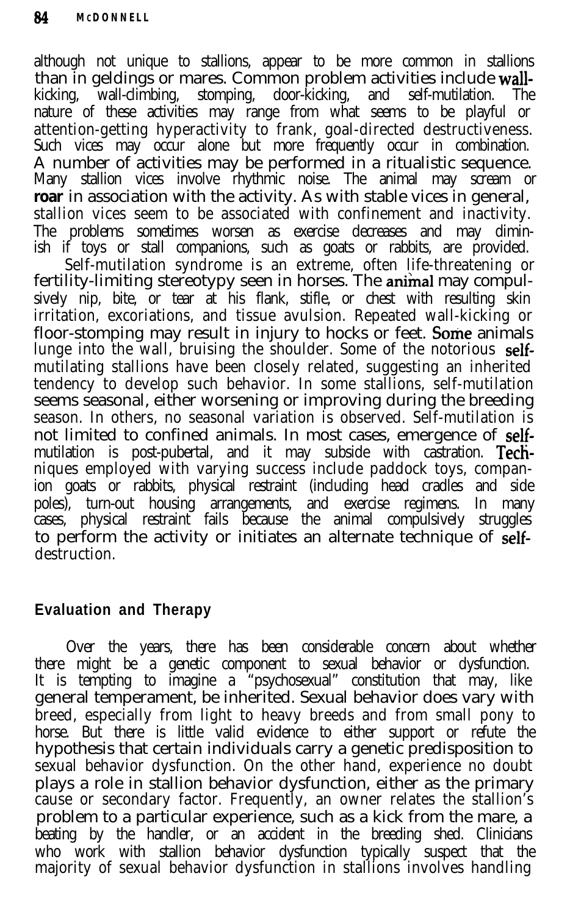although not unique to stallions, appear to be more common in stallions than in geldings or mares. Common problem activities include wall-kicking, wall-climbing, stomping, door-kicking, and self-mutilation. The nature of these activities may range from what seems to be playful or attention-getting hyperactivity to frank, goal-directed destructiveness. Such vices may occur alone but more frequently occur in combination. A number of activities may be performed in a ritualistic sequence. Many stallion vices involve rhythmic noise. The animal may scream or roar in association with the activity. As with stable vices in general, stallion vices seem to be associated with confinement and inactivity. The problems sometimes worsen as exercise decreases and may diminish if toys or stall companions, such as goats or rabbits, are provided.

Self-mutilation syndrome is an extreme, often life-threatening or fertility-limiting stereotypy seen in horses. The animal may compulsively nip, bite, or tear at his flank, stifle, or chest with resulting skin irritation, excoriations, and tissue avulsion. Repeated wall-kicking or floor-stomping may result in injury to hocks or feet. Some animals lunge into the wall, bruising the shoulder. Some of the notorious self-mutilating stallions have been closely related, suggesting an inherited tendency to develop such behavior. In some stallions, self-mutilation seems seasonal, either worsening or improving during the breeding season. In others, no seasonal variation is observed. Self-mutilation is not limited to confined animals. In most cases, emergence of self-mutilation is post-pubertal, and it may subside with castration. Techniques employed with varying success include paddock toys, companion goats or rabbits, physical restraint (including head cradles and side poles), turn-out housing arrangements, and exercise regimens. In many cases, physical restraint fails because the animal compulsively struggles to perform the activity or initiates an alternate technique of self-destruction.

## Evaluation and Therapy

Over the years, there has been considerable concern about whether there might be a genetic component to sexual behavior or dysfunction. It is tempting to imagine a "psychosexual" constitution that may, like general temperament, be inherited. Sexual behavior does vary with breed, especially from light to heavy breeds and from small pony to horse. But there is little valid evidence to either support or refute the hypothesis that certain individuals carry a genetic predisposition to sexual behavior dysfunction. On the other hand, experience no doubt plays a role in stallion behavior dysfunction, either as the primary cause or secondary factor. Frequently, an owner relates the stallion's problem to a particular experience, such as a kick from the mare, a beating by the handler, or an accident in the breeding shed. Clinicians who work with stallion behavior dysfunction typically suspect that the majority of sexual behavior dysfunction in stallions involves handling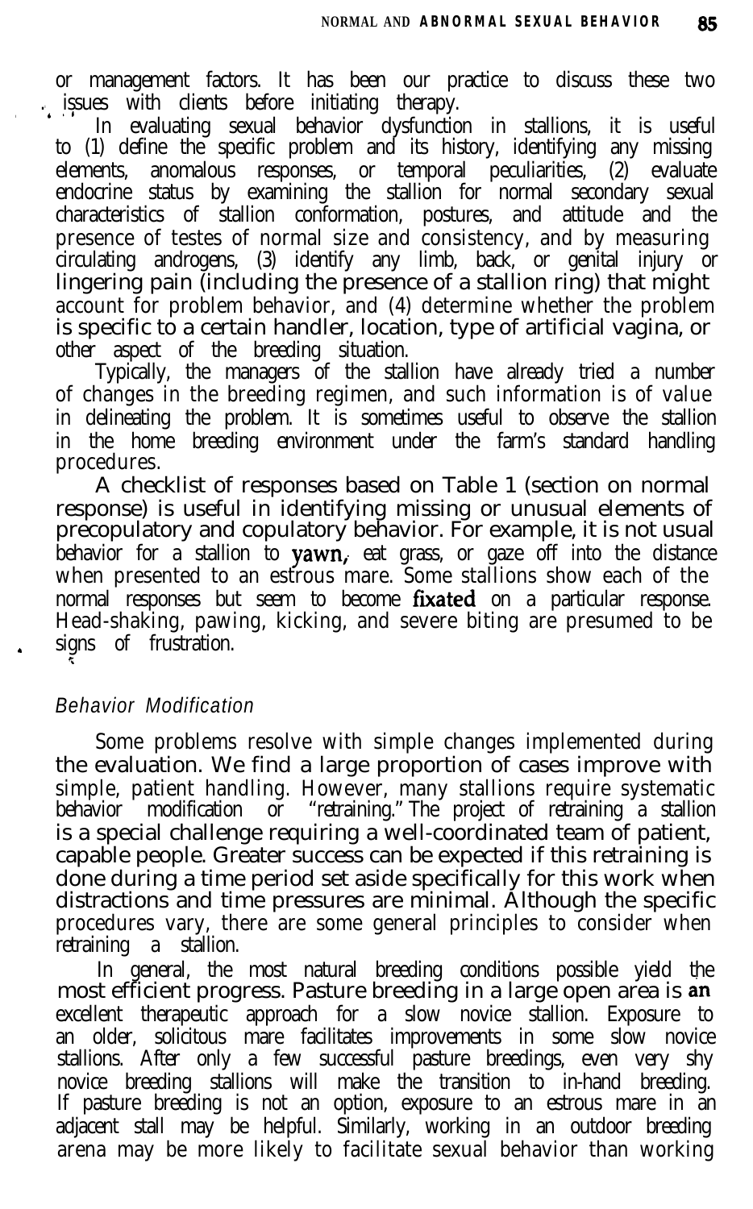or management factors. It has been our practice to discuss these two issues with clients before initiating therapy.

In evaluating sexual behavior dysfunction in stallions, it is useful to (1) define the specific problem and its history, identifying any missing elements, anomalous responses, or temporal peculiarities, (2) evaluate endocrine status by examining the stallion for normal secondary sexual characteristics of stallion conformation, postures, and attitude and the presence of testes of normal size and consistency, and by measuring circulating androgens, (3) identify any limb, back, or genital injury or lingering pain (including the presence of a stallion ring) that might account for problem behavior, and (4) determine whether the problem is specific to a certain handler, location, type of artificial vagina, or other aspect of the breeding situation.

Typically, the managers of the stallion have already tried a number of changes in the breeding regimen, and such information is of value in delineating the problem. It is sometimes useful to observe the stallion in the home breeding environment under the farm's standard handling procedures.

A checklist of responses based on Table 1 (section on normal response) is useful in identifying missing or unusual elements of precopulatory and copulatory behavior. For example, it is not usual behavior for a stallion to yawn, eat grass, or gaze off into the distance when presented to an estrous mare. Some stallions show each of the normal responses but seem to become fixated on a particular response. Head-shaking, pawing, kicking, and severe biting are presumed to be signs of frustration.

### *Behavior Modification*

Some problems resolve with simple changes implemented during the evaluation. We find a large proportion of cases improve with simple, patient handling. However, many stallions require systematic behavior modification or "retraining." The project of retraining a stallion is a special challenge requiring a well-coordinated team of patient, capable people. Greater success can be expected if this retraining is done during a time period set aside specifically for this work when distractions and time pressures are minimal. Although the specific procedures vary, there are some general principles to consider when retraining a stallion.

In general, the most natural breeding conditions possible yield the most efficient progress. Pasture breeding in a large open area is an excellent therapeutic approach for a slow novice stallion. Exposure to an older, solicitous mare facilitates improvements in some slow novice stallions. After only a few successful pasture breedings, even very shy novice breeding stallions will make the transition to in-hand breeding. If pasture breeding is not an option, exposure to an estrous mare in an adjacent stall may be helpful. Similarly, working in an outdoor breeding arena may be more likely to facilitate sexual behavior than working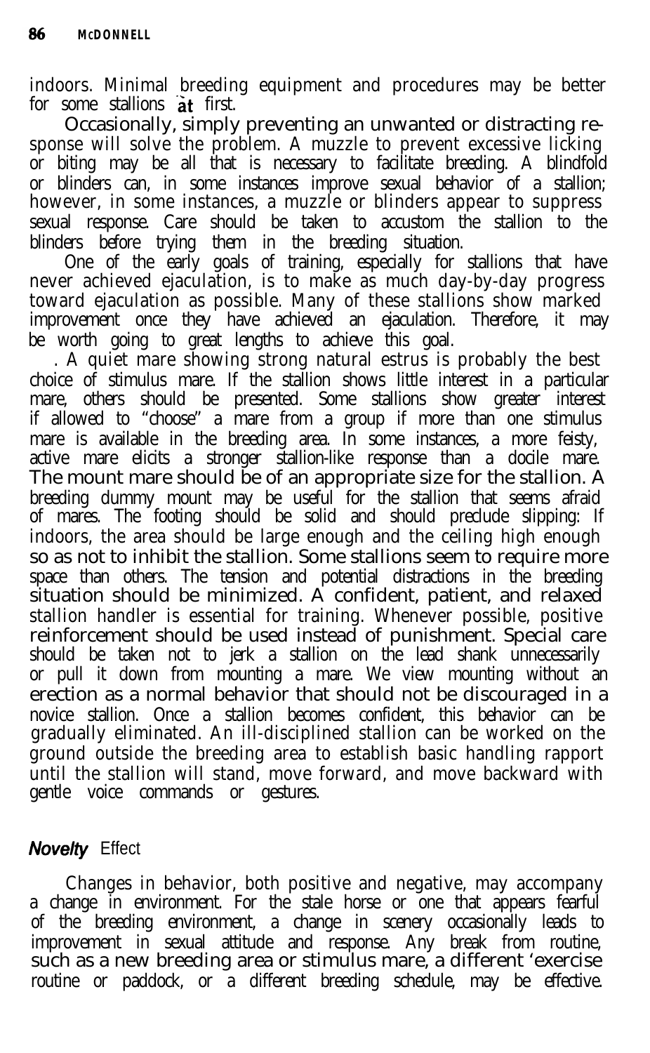indoors. Minimal breeding equipment and procedures may be better for some stallions at first.

Occasionally, simply preventing an unwanted or distracting response will solve the problem. A muzzle to prevent excessive licking or biting may be all that is necessary to facilitate breeding. A blindfold or blinders can, in some instances improve sexual behavior of a stallion; however, in some instances, a muzzle or blinders appear to suppress sexual response. Care should be taken to accustom the stallion to the blinders before trying them in the breeding situation.

One of the early goals of training, especially for stallions that have never achieved ejaculation, is to make as much day-by-day progress toward ejaculation as possible. Many of these stallions show marked improvement once they have achieved an ejaculation. Therefore, it may be worth going to great lengths to achieve this goal.

A quiet mare showing strong natural estrus is probably the best choice of stimulus mare. If the stallion shows little interest in a particular mare, others should be presented. Some stallions show greater interest if allowed to "choose" a mare from a group if more than one stimulus mare is available in the breeding area. In some instances, a more feisty, active mare elicits a stronger stallion-like response than a docile mare. The mount mare should be of an appropriate size for the stallion. A breeding dummy mount may be useful for the stallion that seems afraid of mares. The footing should be solid and should preclude slipping: If indoors, the area should be large enough and the ceiling high enough so as not to inhibit the stallion. Some stallions seem to require more space than others. The tension and potential distractions in the breeding situation should be minimized. A confident, patient, and relaxed stallion handler is essential for training. Whenever possible, positive reinforcement should be used instead of punishment. Special care should be taken not to jerk a stallion on the lead shank unnecessarily or pull it down from mounting a mare. We view mounting without an erection as a normal behavior that should not be discouraged in a novice stallion. Once a stallion becomes confident, this behavior can be gradually eliminated. An ill-disciplined stallion can be worked on the ground outside the breeding area to establish basic handling rapport until the stallion will stand, move forward, and move backward with gentle voice commands or gestures.

## *Novelty* Effect

Changes in behavior, both positive and negative, may accompany a change in environment. For the stale horse or one that appears fearful of the breeding environment, a change in scenery occasionally leads to improvement in sexual attitude and response. Any break from routine, such as a new breeding area or stimulus mare, a different exercise routine or paddock, or a different breeding schedule, may be effective.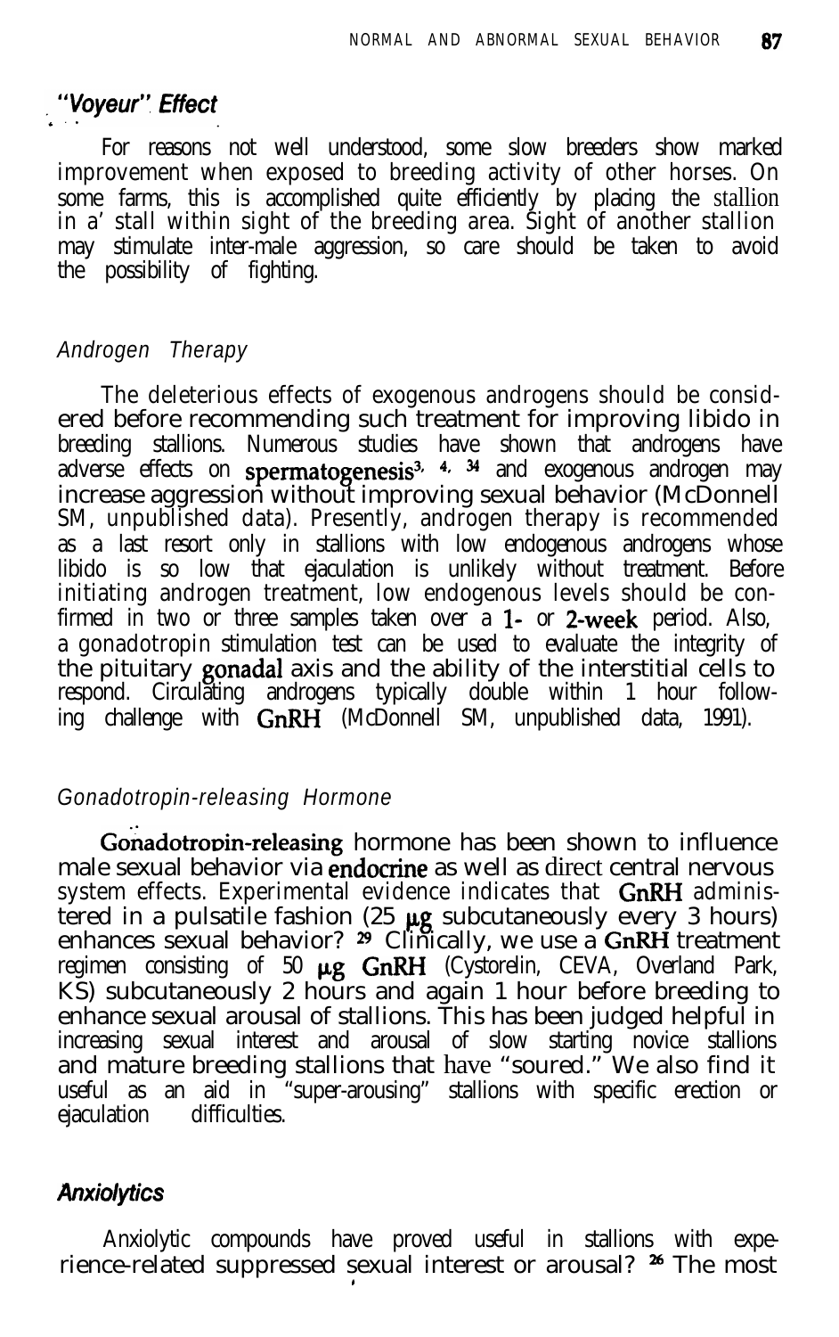### *"Voyeur" Effect*

For reasons not well understood, some slow breeders show marked improvement when exposed to breeding activity of other horses. On some farms, this is accomplished quite efficiently by placing the stallion in a stall within sight of the breeding area. Sight of another stallion may stimulate inter-male aggression, so care should be taken to avoid the possibility of fighting.

#### *Androgen Therapy*

The deleterious effects of exogenous androgens should be considered before recommending such treatment for improving libido in breeding stallions. Numerous studies have shown that androgens have adverse effects on spermatogenesis[3, 4, 34] and exogenous androgen may increase aggression without improving sexual behavior (McDonnell SM, unpublished data). Presently, androgen therapy is recommended as a last resort only in stallions with low endogenous androgens whose libido is so low that ejaculation is unlikely without treatment. Before initiating androgen treatment, low endogenous levels should be confirmed in two or three samples taken over a 1- or 2-week period. Also, a gonadotropin stimulation test can be used to evaluate the integrity of the pituitary gonadal axis and the ability of the interstitial cells to respond. Circulating androgens typically double within 1 hour following challenge with GnRH (McDonnell SM, unpublished data, 1991).

#### *Gonadotropin-releasing Hormone*

Gonadotropin-releasing hormone has been shown to influence male sexual behavior via endocrine as well as direct central nervous system effects. Experimental evidence indicates that GnRH administered in a pulsatile fashion (25 μg subcutaneously every 3 hours) enhances sexual behavior?[29] Clinically, we use a GnRH treatment regimen consisting of 50 μg GnRH (Cystorelin, CEVA, Overland Park, KS) subcutaneously 2 hours and again 1 hour before breeding to enhance sexual arousal of stallions. This has been judged helpful in increasing sexual interest and arousal of slow starting novice stallions and mature breeding stallions that have "soured." We also find it useful as an aid in "super-arousing" stallions with specific erection or ejaculation difficulties.

### *Anxiolytics*

Anxiolytic compounds have proved useful in stallions with experience-related suppressed sexual interest or arousal?[26] The most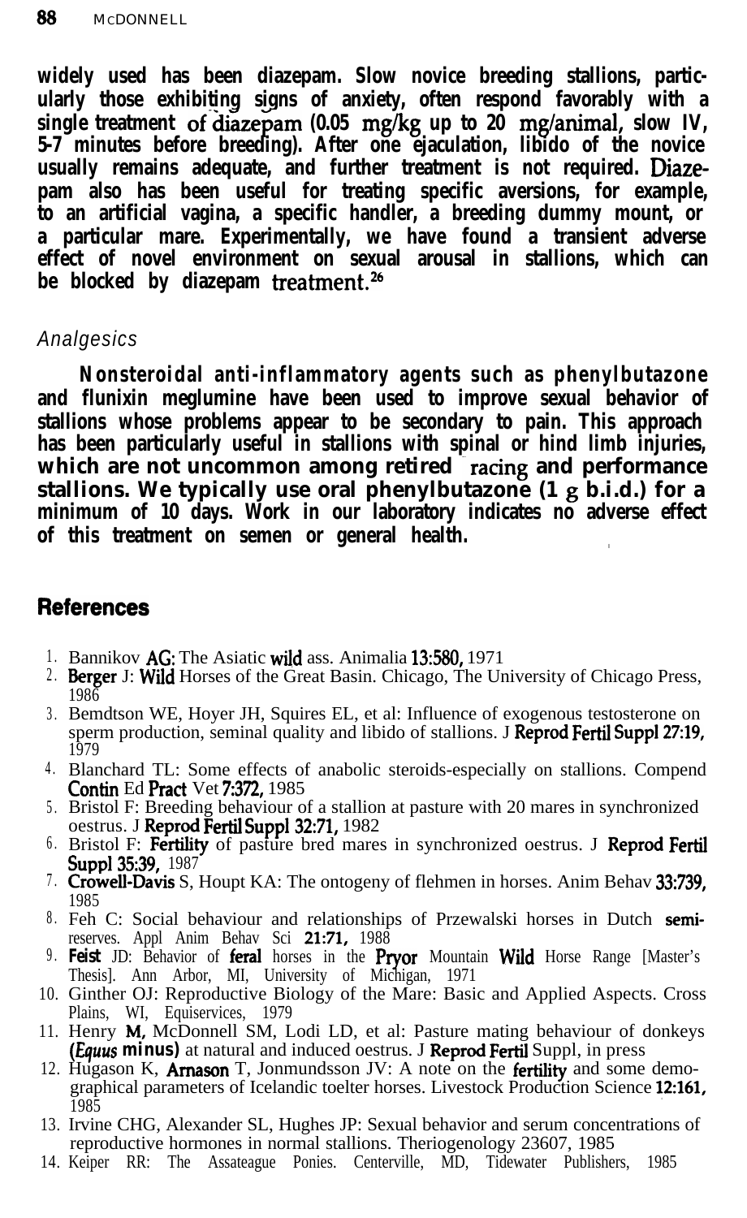widely used has been diazepam. Slow novice breeding stallions, particularly those exhibiting signs of anxiety, often respond favorably with a single treatment of diazepam (0.05 mg/kg up to 20 mg/animal, slow IV, 5-7 minutes before breeding). After one ejaculation, libido of the novice usually remains adequate, and further treatment is not required. Diazepam also has been useful for treating specific aversions, for example, to an artificial vagina, a specific handler, a breeding dummy mount, or a particular mare. Experimentally, we have found a transient adverse effect of novel environment on sexual arousal in stallions, which can be blocked by diazepam treatment.[26]

### Analgesics

Nonsteroidal anti-inflammatory agents such as phenylbutazone and flunixin meglumine have been used to improve sexual behavior of stallions whose problems appear to be secondary to pain. This approach has been particularly useful in stallions with spinal or hind limb injuries, which are not uncommon among retired racing and performance stallions. We typically use oral phenylbutazone (1 g b.i.d.) for a minimum of 10 days. Work in our laboratory indicates no adverse effect of this treatment on semen or general health.

## References

1. Bannikov AG: The Asiatic wild ass. Animalia 13:580, 1971
2. Berger J: Wild Horses of the Great Basin. Chicago, The University of Chicago Press, 1986
3. Bemdtson WE, Hoyer JH, Squires EL, et al: Influence of exogenous testosterone on sperm production, seminal quality and libido of stallions. J Reprod Fertil Suppl 27:19, 1979
4. Blanchard TL: Some effects of anabolic steroids-especially on stallions. Compend Contin Ed Pract Vet 7:372, 1985
5. Bristol F: Breeding behaviour of a stallion at pasture with 20 mares in synchronized oestrus. J Reprod Fertil Suppl 32:71, 1982
6. Bristol F: Fertility of pasture bred mares in synchronized oestrus. J Reprod Fertil Suppl 35:39, 1987
7. Crowell-Davis S, Houpt KA: The ontogeny of flehmen in horses. Anim Behav 33:739, 1985
8. Feh C: Social behaviour and relationships of Przewalski horses in Dutch semi-reserves. Appl Anim Behav Sci 21:71, 1988
9. Feist JD: Behavior of feral horses in the Pryor Mountain Wild Horse Range [Master's Thesis]. Ann Arbor, MI, University of Michigan, 1971
10. Ginther OJ: Reproductive Biology of the Mare: Basic and Applied Aspects. Cross Plains, WI, Equiservices, 1979
11. Henry M, McDonnell SM, Lodi LD, et al: Pasture mating behaviour of donkeys (*Equus minus*) at natural and induced oestrus. J Reprod Fertil Suppl, in press
12. Hugason K, Arnason T, Jonmundsson JV: A note on the fertility and some demographical parameters of Icelandic toelter horses. Livestock Production Science 12:161, 1985
13. Irvine CHG, Alexander SL, Hughes JP: Sexual behavior and serum concentrations of reproductive hormones in normal stallions. Theriogenology 23607, 1985
14. Keiper RR: The Assateague Ponies. Centerville, MD, Tidewater Publishers, 1985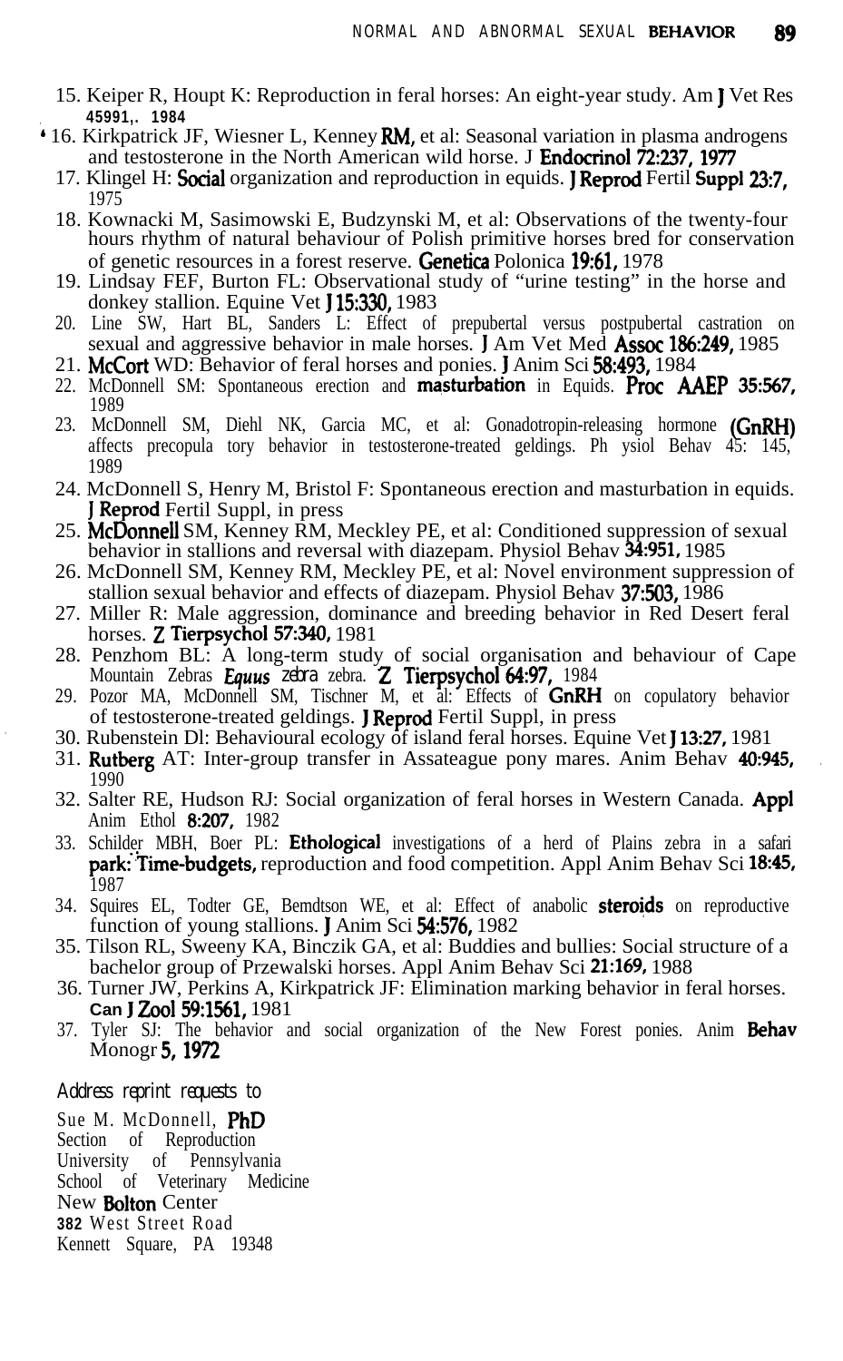15. Keiper R, Houpt K: Reproduction in feral horses: An eight-year study. Am J Vet Res 45991,. 1984
16. Kirkpatrick JF, Wiesner L, Kenney RM, et al: Seasonal variation in plasma androgens and testosterone in the North American wild horse. J Endocrinol 72:237, 1977
17. Klingel H: Social organization and reproduction in equids. J Reprod Fertil Suppl 23:7, 1975
18. Kownacki M, Sasimowski E, Budzynski M, et al: Observations of the twenty-four hours rhythm of natural behaviour of Polish primitive horses bred for conservation of genetic resources in a forest reserve. Genetica Polonica 19:61, 1978
19. Lindsay FEF, Burton FL: Observational study of "urine testing" in the horse and donkey stallion. Equine Vet J 15:330, 1983
20. Line SW, Hart BL, Sanders L: Effect of prepubertal versus postpubertal castration on sexual and aggressive behavior in male horses. J Am Vet Med Assoc 186:249, 1985
21. McCort WD: Behavior of feral horses and ponies. J Anim Sci 58:493, 1984
22. McDonnell SM: Spontaneous erection and masturbation in Equids. Proc AAEP 35:567, 1989
23. McDonnell SM, Diehl NK, Garcia MC, et al: Gonadotropin-releasing hormone (GnRH) affects precopula tory behavior in testosterone-treated geldings. Ph ysiol Behav 45: 145, 1989
24. McDonnell S, Henry M, Bristol F: Spontaneous erection and masturbation in equids. J Reprod Fertil Suppl, in press
25. McDonnell SM, Kenney RM, Meckley PE, et al: Conditioned suppression of sexual behavior in stallions and reversal with diazepam. Physiol Behav 34:951, 1985
26. McDonnell SM, Kenney RM, Meckley PE, et al: Novel environment suppression of stallion sexual behavior and effects of diazepam. Physiol Behav 37:503, 1986
27. Miller R: Male aggression, dominance and breeding behavior in Red Desert feral horses. Z Tierpsychol 57:340, 1981
28. Penzhom BL: A long-term study of social organisation and behaviour of Cape Mountain Zebras *Equus zebra* zebra. Z Tierpsychol 64:97, 1984
29. Pozor MA, McDonnell SM, Tischner M, et al: Effects of GnRH on copulatory behavior of testosterone-treated geldings. J Reprod Fertil Suppl, in press
30. Rubenstein DI: Behavioural ecology of island feral horses. Equine Vet J 13:27, 1981
31. Rutberg AT: Inter-group transfer in Assateague pony mares. Anim Behav 40:945, 1990
32. Salter RE, Hudson RJ: Social organization of feral horses in Western Canada. Appl Anim Ethol 8:207, 1982
33. Schilder MBH, Boer PL: Ethological investigations of a herd of Plains zebra in a safari park: Time-budgets, reproduction and food competition. Appl Anim Behav Sci 18:45, 1987
34. Squires EL, Todter GE, Bemdtson WE, et al: Effect of anabolic steroids on reproductive function of young stallions. J Anim Sci 54:576, 1982
35. Tilson RL, Sweeny KA, Binczik GA, et al: Buddies and bullies: Social structure of a bachelor group of Przewalski horses. Appl Anim Behav Sci 21:169, 1988
36. Turner JW, Perkins A, Kirkpatrick JF: Elimination marking behavior in feral horses. Can J Zool 59:1561, 1981
37. Tyler SJ: The behavior and social organization of the New Forest ponies. Anim Behav Monogr 5, 1972

*Address reprint requests to*

Sue M. McDonnell, PhD
Section of Reproduction
University of Pennsylvania
School of Veterinary Medicine
New Bolton Center
382 West Street Road
Kennett Square, PA 19348